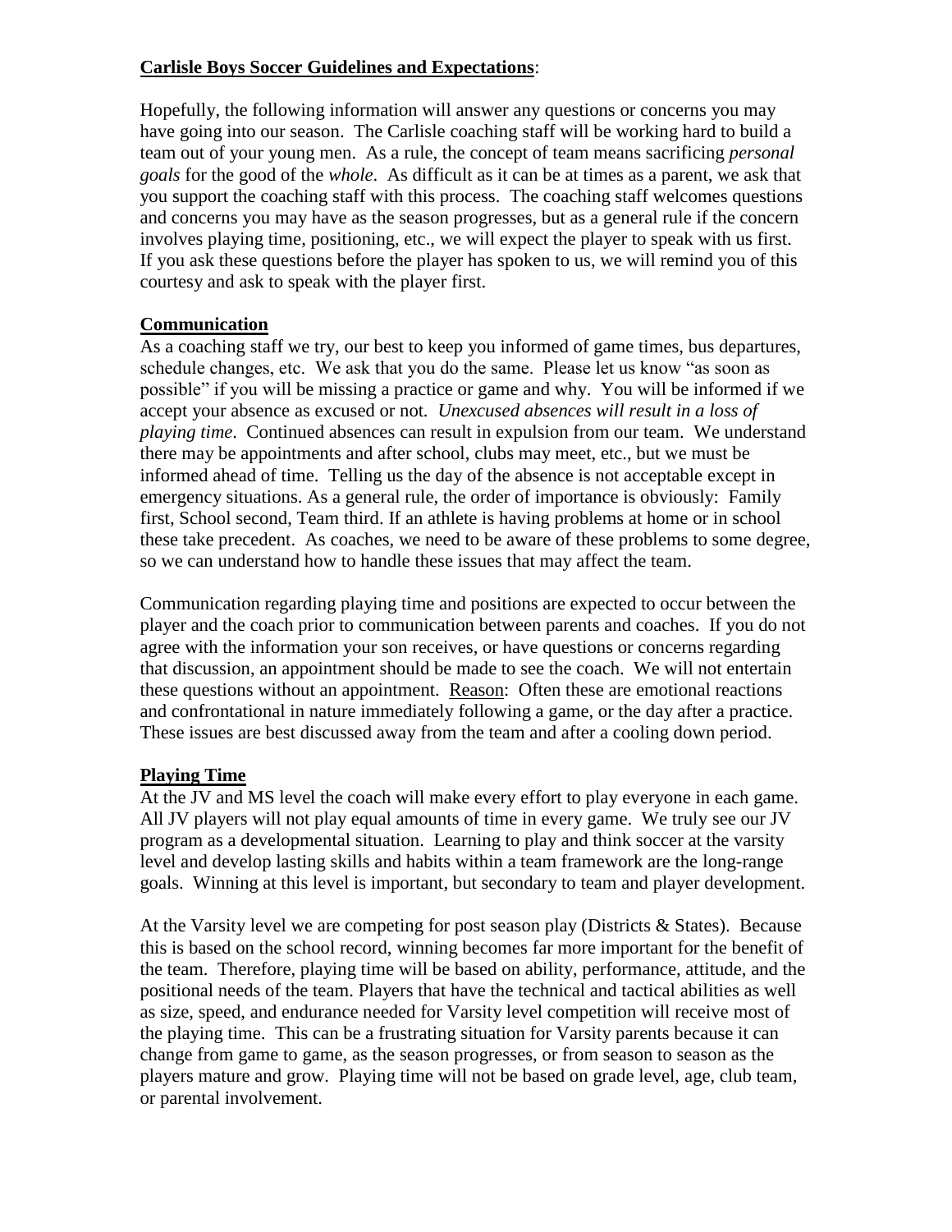**Carlisle Boys Soccer Guidelines and Expectations**:

Hopefully, the following information will answer any questions or concerns you may have going into our season. The Carlisle coaching staff will be working hard to build a team out of your young men. As a rule, the concept of team means sacrificing *personal goals* for the good of the *whole*. As difficult as it can be at times as a parent, we ask that you support the coaching staff with this process. The coaching staff welcomes questions and concerns you may have as the season progresses, but as a general rule if the concern involves playing time, positioning, etc., we will expect the player to speak with us first. If you ask these questions before the player has spoken to us, we will remind you of this courtesy and ask to speak with the player first.

**Communication**

As a coaching staff we try, our best to keep you informed of game times, bus departures, schedule changes, etc. We ask that you do the same. Please let us know "as soon as possible" if you will be missing a practice or game and why. You will be informed if we accept your absence as excused or not. *Unexcused absences will result in a loss of playing time.* Continued absences can result in expulsion from our team. We understand there may be appointments and after school, clubs may meet, etc., but we must be informed ahead of time. Telling us the day of the absence is not acceptable except in emergency situations. As a general rule, the order of importance is obviously: Family first, School second, Team third. If an athlete is having problems at home or in school these take precedent. As coaches, we need to be aware of these problems to some degree, so we can understand how to handle these issues that may affect the team.

Communication regarding playing time and positions are expected to occur between the player and the coach prior to communication between parents and coaches. If you do not agree with the information your son receives, or have questions or concerns regarding that discussion, an appointment should be made to see the coach. We will not entertain these questions without an appointment. Reason: Often these are emotional reactions and confrontational in nature immediately following a game, or the day after a practice. These issues are best discussed away from the team and after a cooling down period.

**Playing Time**

At the JV and MS level the coach will make every effort to play everyone in each game. All JV players will not play equal amounts of time in every game. We truly see our JV program as a developmental situation. Learning to play and think soccer at the varsity level and develop lasting skills and habits within a team framework are the long-range goals. Winning at this level is important, but secondary to team and player development.

At the Varsity level we are competing for post season play (Districts & States). Because this is based on the school record, winning becomes far more important for the benefit of the team. Therefore, playing time will be based on ability, performance, attitude, and the positional needs of the team. Players that have the technical and tactical abilities as well as size, speed, and endurance needed for Varsity level competition will receive most of the playing time. This can be a frustrating situation for Varsity parents because it can change from game to game, as the season progresses, or from season to season as the players mature and grow. Playing time will not be based on grade level, age, club team, or parental involvement.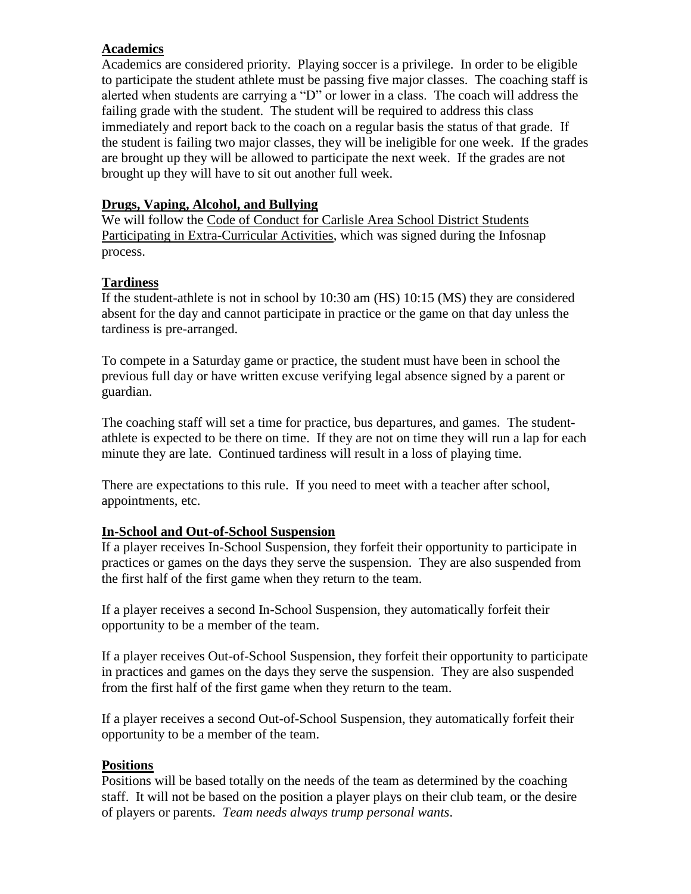**Academics**

Academics are considered priority. Playing soccer is a privilege. In order to be eligible to participate the student athlete must be passing five major classes. The coaching staff is alerted when students are carrying a "D" or lower in a class. The coach will address the failing grade with the student. The student will be required to address this class immediately and report back to the coach on a regular basis the status of that grade. If the student is failing two major classes, they will be ineligible for one week. If the grades are brought up they will be allowed to participate the next week. If the grades are not brought up they will have to sit out another full week.

**Drugs, Vaping, Alcohol, and Bullying**

We will follow the Code of Conduct for Carlisle Area School District Students Participating in Extra-Curricular Activities, which was signed during the Infosnap process.

**Tardiness**

If the student-athlete is not in school by 10:30 am (HS) 10:15 (MS) they are considered absent for the day and cannot participate in practice or the game on that day unless the tardiness is pre-arranged.

To compete in a Saturday game or practice, the student must have been in school the previous full day or have written excuse verifying legal absence signed by a parent or guardian.

The coaching staff will set a time for practice, bus departures, and games. The student-athlete is expected to be there on time. If they are not on time they will run a lap for each minute they are late. Continued tardiness will result in a loss of playing time.

There are expectations to this rule. If you need to meet with a teacher after school, appointments, etc.

**In-School and Out-of-School Suspension**

If a player receives In-School Suspension, they forfeit their opportunity to participate in practices or games on the days they serve the suspension. They are also suspended from the first half of the first game when they return to the team.

If a player receives a second In-School Suspension, they automatically forfeit their opportunity to be a member of the team.

If a player receives Out-of-School Suspension, they forfeit their opportunity to participate in practices and games on the days they serve the suspension. They are also suspended from the first half of the first game when they return to the team.

If a player receives a second Out-of-School Suspension, they automatically forfeit their opportunity to be a member of the team.

**Positions**

Positions will be based totally on the needs of the team as determined by the coaching staff. It will not be based on the position a player plays on their club team, or the desire of players or parents. *Team needs always trump personal wants*.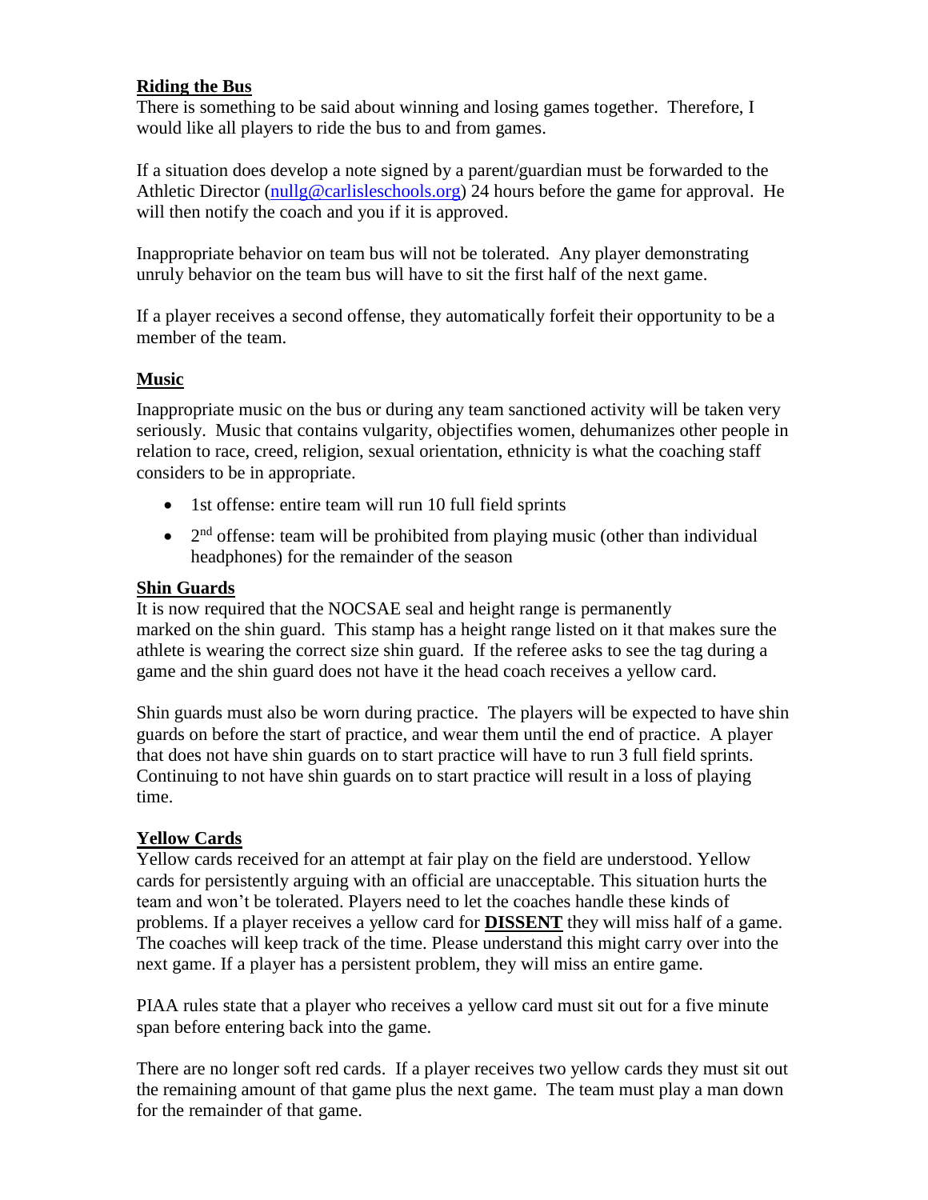## Riding the Bus

There is something to be said about winning and losing games together. Therefore, I would like all players to ride the bus to and from games.

If a situation does develop a note signed by a parent/guardian must be forwarded to the Athletic Director (nullg@carlisleschools.org) 24 hours before the game for approval. He will then notify the coach and you if it is approved.

Inappropriate behavior on team bus will not be tolerated. Any player demonstrating unruly behavior on the team bus will have to sit the first half of the next game.

If a player receives a second offense, they automatically forfeit their opportunity to be a member of the team.

## Music

Inappropriate music on the bus or during any team sanctioned activity will be taken very seriously. Music that contains vulgarity, objectifies women, dehumanizes other people in relation to race, creed, religion, sexual orientation, ethnicity is what the coaching staff considers to be in appropriate.

- 1st offense: entire team will run 10 full field sprints
- 2nd offense: team will be prohibited from playing music (other than individual headphones) for the remainder of the season

## Shin Guards

It is now required that the NOCSAE seal and height range is permanently marked on the shin guard. This stamp has a height range listed on it that makes sure the athlete is wearing the correct size shin guard. If the referee asks to see the tag during a game and the shin guard does not have it the head coach receives a yellow card.

Shin guards must also be worn during practice. The players will be expected to have shin guards on before the start of practice, and wear them until the end of practice. A player that does not have shin guards on to start practice will have to run 3 full field sprints. Continuing to not have shin guards on to start practice will result in a loss of playing time.

## Yellow Cards

Yellow cards received for an attempt at fair play on the field are understood. Yellow cards for persistently arguing with an official are unacceptable. This situation hurts the team and won't be tolerated. Players need to let the coaches handle these kinds of problems. If a player receives a yellow card for **DISSENT** they will miss half of a game. The coaches will keep track of the time. Please understand this might carry over into the next game. If a player has a persistent problem, they will miss an entire game.

PIAA rules state that a player who receives a yellow card must sit out for a five minute span before entering back into the game.

There are no longer soft red cards. If a player receives two yellow cards they must sit out the remaining amount of that game plus the next game. The team must play a man down for the remainder of that game.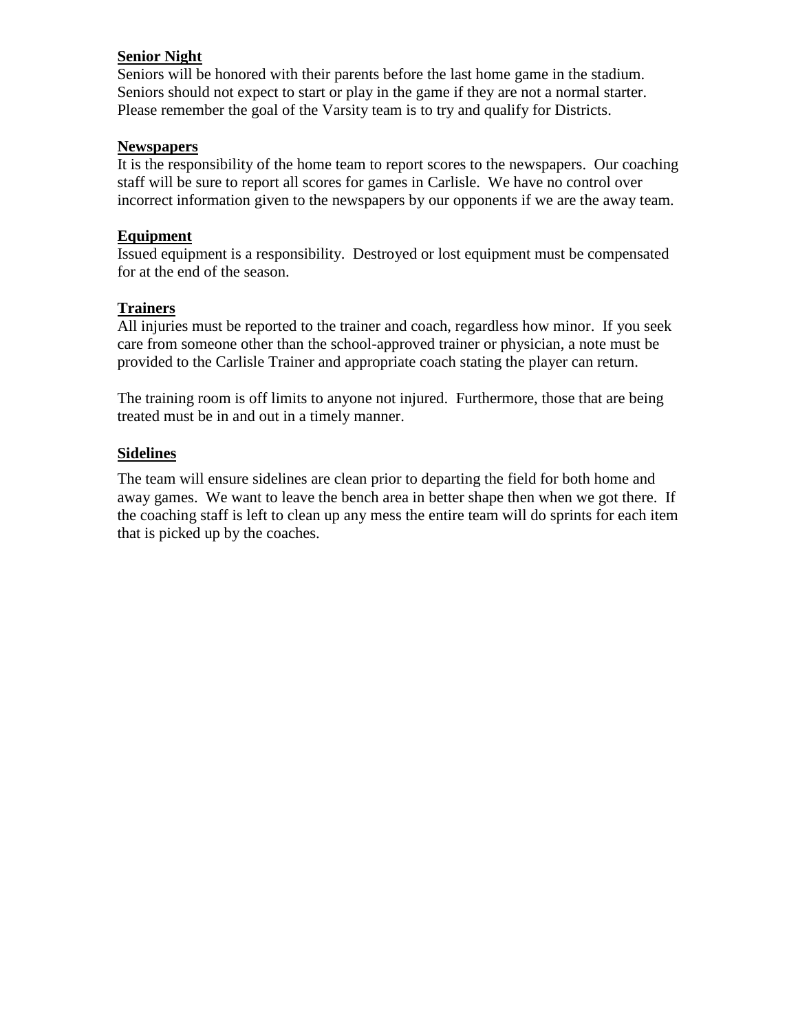**Senior Night**

Seniors will be honored with their parents before the last home game in the stadium. Seniors should not expect to start or play in the game if they are not a normal starter. Please remember the goal of the Varsity team is to try and qualify for Districts.

**Newspapers**

It is the responsibility of the home team to report scores to the newspapers. Our coaching staff will be sure to report all scores for games in Carlisle. We have no control over incorrect information given to the newspapers by our opponents if we are the away team.

**Equipment**

Issued equipment is a responsibility. Destroyed or lost equipment must be compensated for at the end of the season.

**Trainers**

All injuries must be reported to the trainer and coach, regardless how minor. If you seek care from someone other than the school-approved trainer or physician, a note must be provided to the Carlisle Trainer and appropriate coach stating the player can return.

The training room is off limits to anyone not injured. Furthermore, those that are being treated must be in and out in a timely manner.

**Sidelines**

The team will ensure sidelines are clean prior to departing the field for both home and away games. We want to leave the bench area in better shape then when we got there. If the coaching staff is left to clean up any mess the entire team will do sprints for each item that is picked up by the coaches.